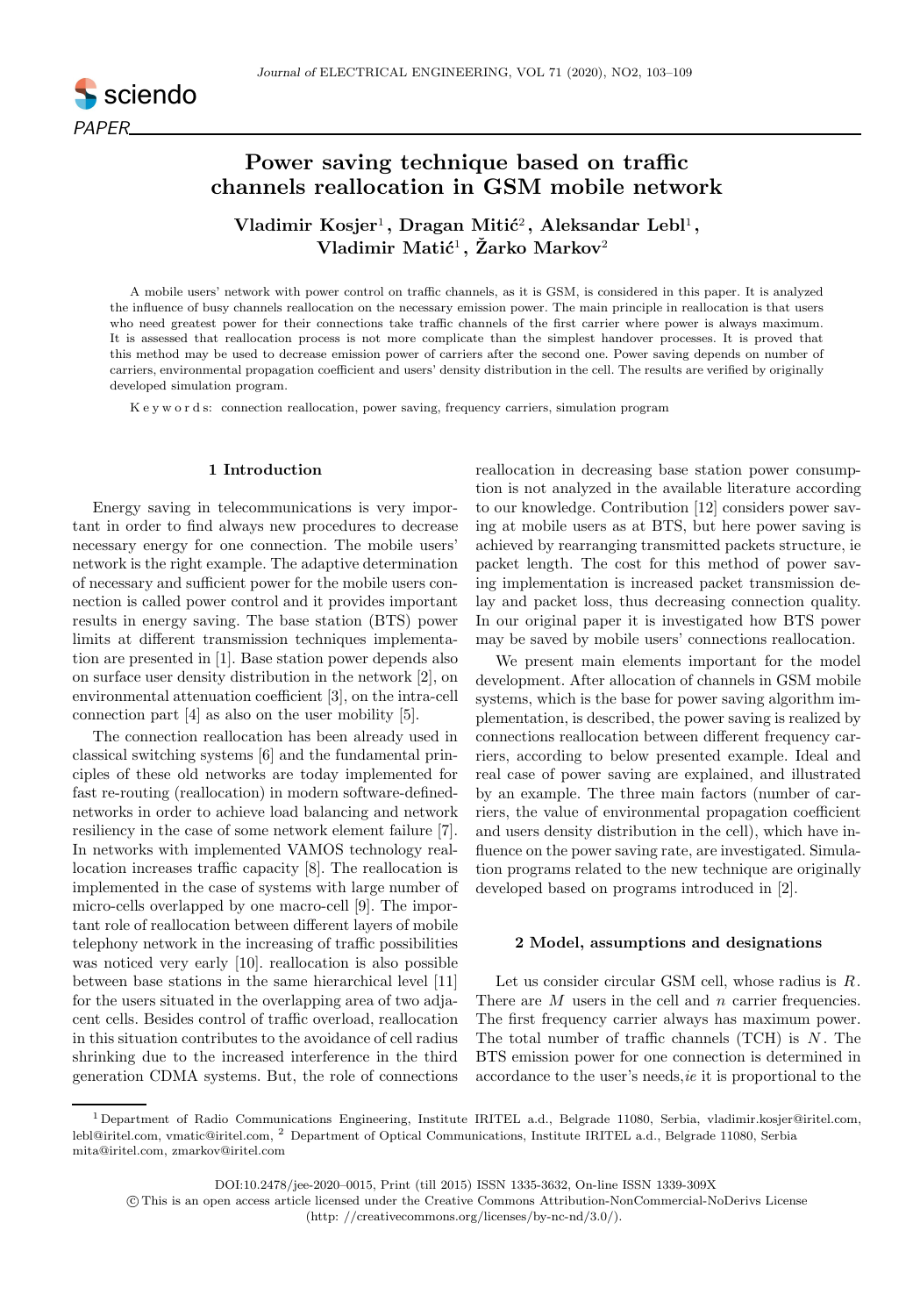PAPER

# Power saving technique based on traffic channels reallocation in GSM mobile network

**Vladimir Kosjer[1], Dragan Mitić[2], Aleksandar Lebl[1], Vladimir Matić[1], Žarko Markov[2]**

A mobile users' network with power control on traffic channels, as it is GSM, is considered in this paper. It is analyzed the influence of busy channels reallocation on the necessary emission power. The main principle in reallocation is that users who need greatest power for their connections take traffic channels of the first carrier where power is always maximum. It is assessed that reallocation process is not more complicate than the simplest handover processes. It is proved that this method may be used to decrease emission power of carriers after the second one. Power saving depends on number of carriers, environmental propagation coefficient and users' density distribution in the cell. The results are verified by originally developed simulation program.

Keywords: connection reallocation, power saving, frequency carriers, simulation program

## 1 Introduction

Energy saving in telecommunications is very important in order to find always new procedures to decrease necessary energy for one connection. The mobile users' network is the right example. The adaptive determination of necessary and sufficient power for the mobile users connection is called power control and it provides important results in energy saving. The base station (BTS) power limits at different transmission techniques implementation are presented in [1]. Base station power depends also on surface user density distribution in the network [2], on environmental attenuation coefficient [3], on the intra-cell connection part [4] as also on the user mobility [5].

The connection reallocation has been already used in classical switching systems [6] and the fundamental principles of these old networks are today implemented for fast re-routing (reallocation) in modern software-defined-networks in order to achieve load balancing and network resiliency in the case of some network element failure [7]. In networks with implemented VAMOS technology reallocation increases traffic capacity [8]. The reallocation is implemented in the case of systems with large number of micro-cells overlapped by one macro-cell [9]. The important role of reallocation between different layers of mobile telephony network in the increasing of traffic possibilities was noticed very early [10]. reallocation is also possible between base stations in the same hierarchical level [11] for the users situated in the overlapping area of two adjacent cells. Besides control of traffic overload, reallocation in this situation contributes to the avoidance of cell radius shrinking due to the increased interference in the third generation CDMA systems. But, the role of connections reallocation in decreasing base station power consumption is not analyzed in the available literature according to our knowledge. Contribution [12] considers power saving at mobile users as at BTS, but here power saving is achieved by rearranging transmitted packets structure, ie packet length. The cost for this method of power saving implementation is increased packet transmission delay and packet loss, thus decreasing connection quality. In our original paper it is investigated how BTS power may be saved by mobile users' connections reallocation.

We present main elements important for the model development. After allocation of channels in GSM mobile systems, which is the base for power saving algorithm implementation, is described, the power saving is realized by connections reallocation between different frequency carriers, according to below presented example. Ideal and real case of power saving are explained, and illustrated by an example. The three main factors (number of carriers, the value of environmental propagation coefficient and users density distribution in the cell), which have influence on the power saving rate, are investigated. Simulation programs related to the new technique are originally developed based on programs introduced in [2].

## 2 Model, assumptions and designations

Let us consider circular GSM cell, whose radius is $R$. There are $M$ users in the cell and $n$ carrier frequencies. The first frequency carrier always has maximum power. The total number of traffic channels (TCH) is $N$. The BTS emission power for one connection is determined in accordance to the user's needs, *ie* it is proportional to the

---

[1] Department of Radio Communications Engineering, Institute IRITEL a.d., Belgrade 11080, Serbia, vladimir.kosjer@iritel.com, lebl@iritel.com, vmatic@iritel.com, [2] Department of Optical Communications, Institute IRITEL a.d., Belgrade 11080, Serbia mita@iritel.com, zmarkov@iritel.com

DOI:10.2478/jee-2020–0015, Print (till 2015) ISSN 1335-3632, On-line ISSN 1339-309X

© This is an open access article licensed under the Creative Commons Attribution-NonCommercial-NoDerivs License (http: //creativecommons.org/licenses/by-nc-nd/3.0/).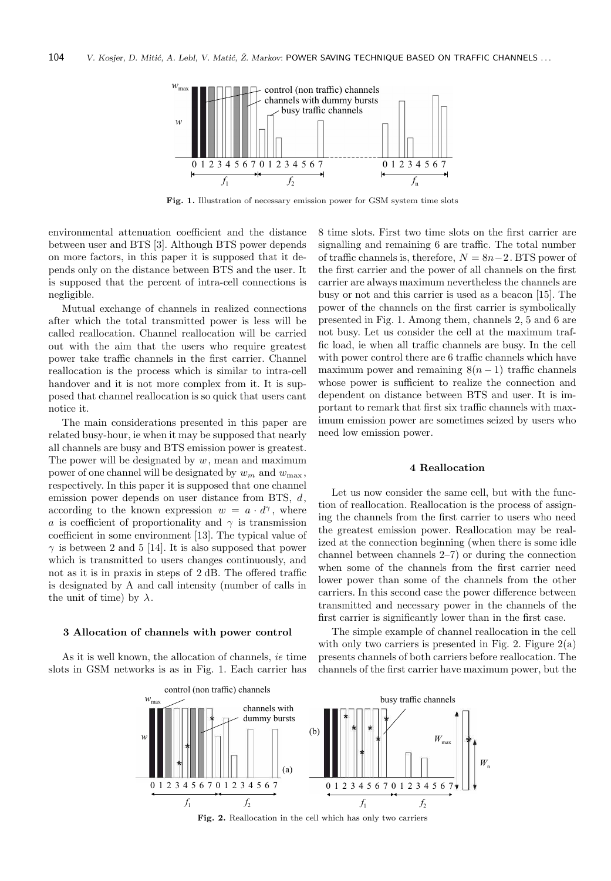**Fig. 1.** Illustration of necessary emission power for GSM system time slots

environmental attenuation coefficient and the distance between user and BTS [3]. Although BTS power depends on more factors, in this paper it is supposed that it depends only on the distance between BTS and the user. It is supposed that the percent of intra-cell connections is negligible.

Mutual exchange of channels in realized connections after which the total transmitted power is less will be called reallocation. Channel reallocation will be carried out with the aim that the users who require greatest power take traffic channels in the first carrier. Channel reallocation is the process which is similar to intra-cell handover and it is not more complex from it. It is supposed that channel reallocation is so quick that users cant notice it.

The main considerations presented in this paper are related busy-hour, ie when it may be supposed that nearly all channels are busy and BTS emission power is greatest. The power will be designated by $w$, mean and maximum power of one channel will be designated by $w_m$ and $w_{\max}$, respectively. In this paper it is supposed that one channel emission power depends on user distance from BTS, $d$, according to the known expression $w = a \cdot d^{\gamma}$, where $a$ is coefficient of proportionality and $\gamma$ is transmission coefficient in some environment [13]. The typical value of $\gamma$ is between 2 and 5 [14]. It is also supposed that power which is transmitted to users changes continuously, and not as it is in praxis in steps of 2 dB. The offered traffic is designated by A and call intensity (number of calls in the unit of time) by $\lambda$.

### 3 Allocation of channels with power control

As it is well known, the allocation of channels, *ie* time slots in GSM networks is as in Fig. 1. Each carrier has 8 time slots. First two time slots on the first carrier are signalling and remaining 6 are traffic. The total number of traffic channels is, therefore, $N = 8n-2$. BTS power of the first carrier and the power of all channels on the first carrier are always maximum nevertheless the channels are busy or not and this carrier is used as a beacon [15]. The power of the channels on the first carrier is symbolically presented in Fig. 1. Among them, channels 2, 5 and 6 are not busy. Let us consider the cell at the maximum traffic load, ie when all traffic channels are busy. In the cell with power control there are 6 traffic channels which have maximum power and remaining $8(n-1)$ traffic channels whose power is sufficient to realize the connection and dependent on distance between BTS and user. It is important to remark that first six traffic channels with maximum emission power are sometimes seized by users who need low emission power.

### 4 Reallocation

Let us now consider the same cell, but with the function of reallocation. Reallocation is the process of assigning the channels from the first carrier to users who need the greatest emission power. Reallocation may be realized at the connection beginning (when there is some idle channel between channels 2–7) or during the connection when some of the channels from the first carrier need lower power than some of the channels from the other carriers. In this second case the power difference between transmitted and necessary power in the channels of the first carrier is significantly lower than in the first case.

The simple example of channel reallocation in the cell with only two carriers is presented in Fig. 2. Figure 2(a) presents channels of both carriers before reallocation. The channels of the first carrier have maximum power, but the

**Fig. 2.** Reallocation in the cell which has only two carriers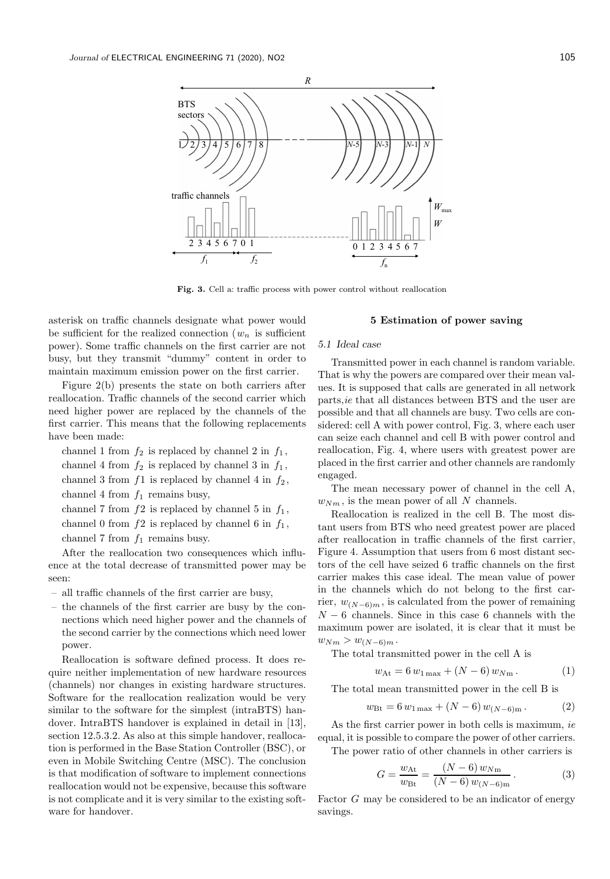Fig. 3. Cell a: traffic process with power control without reallocation

asterisk on traffic channels designate what power would be sufficient for the realized connection ($w_n$ is sufficient power). Some traffic channels on the first carrier are not busy, but they transmit "dummy" content in order to maintain maximum emission power on the first carrier.

Figure 2(b) presents the state on both carriers after reallocation. Traffic channels of the second carrier which need higher power are replaced by the channels of the first carrier. This means that the following replacements have been made:

channel 1 from $f_2$ is replaced by channel 2 in $f_1$,
channel 4 from $f_2$ is replaced by channel 3 in $f_1$,
channel 3 from $f1$ is replaced by channel 4 in $f_2$,
channel 4 from $f_1$ remains busy,
channel 7 from $f2$ is replaced by channel 5 in $f_1$,
channel 0 from $f2$ is replaced by channel 6 in $f_1$,
channel 7 from $f_1$ remains busy.

After the reallocation two consequences which influence at the total decrease of transmitted power may be seen:

- all traffic channels of the first carrier are busy,
- the channels of the first carrier are busy by the connections which need higher power and the channels of the second carrier by the connections which need lower power.

Reallocation is software defined process. It does require neither implementation of new hardware resources (channels) nor changes in existing hardware structures. Software for the reallocation realization would be very similar to the software for the simplest (intraBTS) handover. IntraBTS handover is explained in detail in [13], section 12.5.3.2. As also at this simple handover, reallocation is performed in the Base Station Controller (BSC), or even in Mobile Switching Centre (MSC). The conclusion is that modification of software to implement connections reallocation would not be expensive, because this software is not complicate and it is very similar to the existing software for handover.

## 5 Estimation of power saving

### 5.1 Ideal case

Transmitted power in each channel is random variable. That is why the powers are compared over their mean values. It is supposed that calls are generated in all network parts, *ie* that all distances between BTS and the user are possible and that all channels are busy. Two cells are considered: cell A with power control, Fig. 3, where each user can seize each channel and cell B with power control and reallocation, Fig. 4, where users with greatest power are placed in the first carrier and other channels are randomly engaged.

The mean necessary power of channel in the cell A, $w_{Nm}$, is the mean power of all $N$ channels.

Reallocation is realized in the cell B. The most distant users from BTS who need greatest power are placed after reallocation in traffic channels of the first carrier, Figure 4. Assumption that users from 6 most distant sectors of the cell have seized 6 traffic channels on the first carrier makes this case ideal. The mean value of power in the channels which do not belong to the first carrier, $w_{(N-6)m}$, is calculated from the power of remaining $N-6$ channels. Since in this case 6 channels with the maximum power are isolated, it is clear that it must be $w_{Nm} > w_{(N-6)m}$.

The total transmitted power in the cell A is

$$w_{\mathrm{At}} = 6\, w_{1\max} + (N-6)\, w_{N\mathrm{m}}\,. \tag{1}$$

The total mean transmitted power in the cell B is

$$w_{\mathrm{Bt}} = 6\, w_{1\max} + (N-6)\, w_{(N-6)\mathrm{m}}\,. \tag{2}$$

As the first carrier power in both cells is maximum, *ie* equal, it is possible to compare the power of other carriers.

The power ratio of other channels in other carriers is

$$G = \frac{w_{\mathrm{At}}}{w_{\mathrm{Bt}}} = \frac{(N-6)\, w_{N\mathrm{m}}}{(N-6)\, w_{(N-6)\mathrm{m}}}\,. \tag{3}$$

Factor $G$ may be considered to be an indicator of energy savings.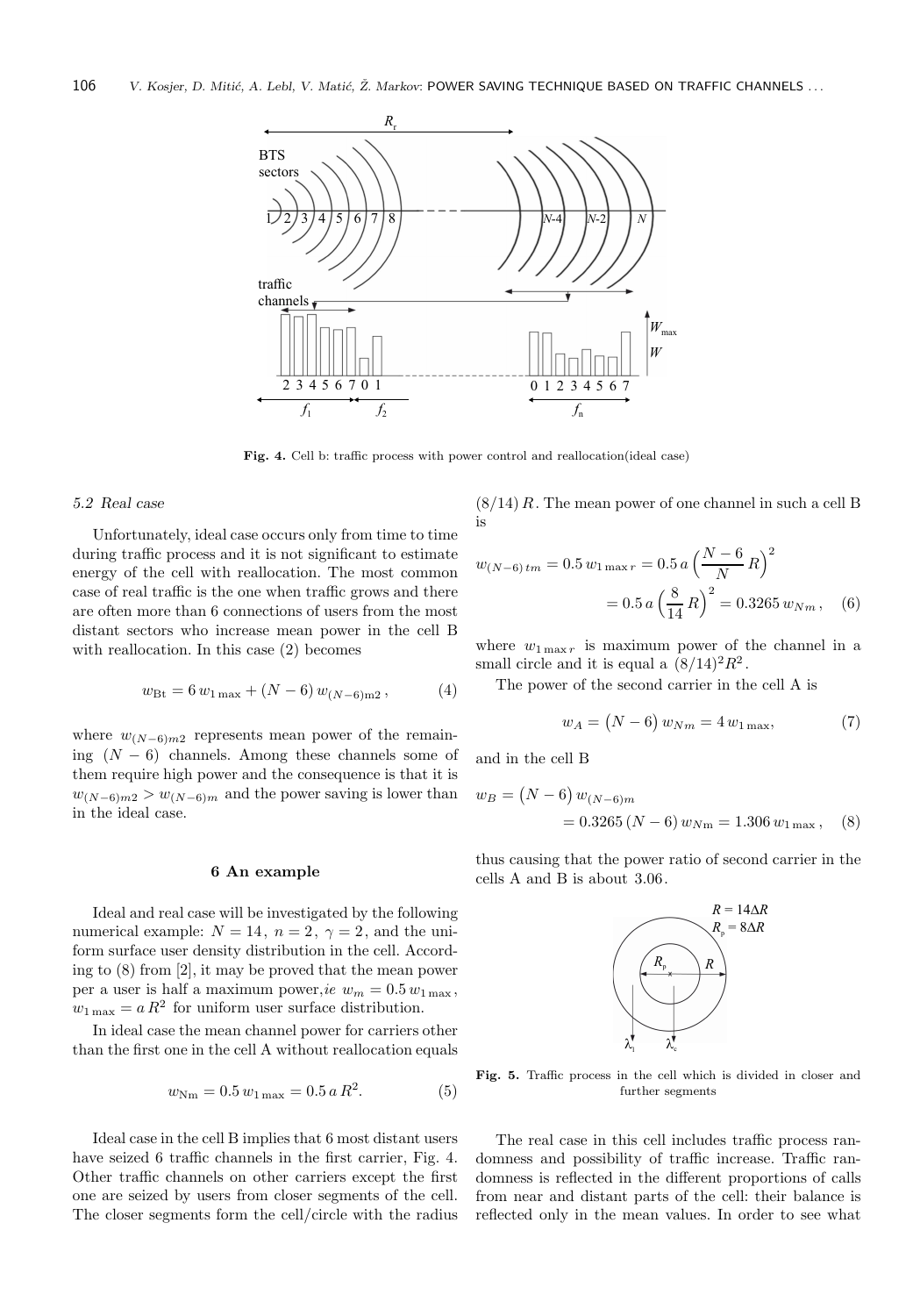Fig. 4. Cell b: traffic process with power control and reallocation(ideal case)

*5.2 Real case*

Unfortunately, ideal case occurs only from time to time during traffic process and it is not significant to estimate energy of the cell with reallocation. The most common case of real traffic is the one when traffic grows and there are often more than 6 connections of users from the most distant sectors who increase mean power in the cell B with reallocation. In this case (2) becomes

$$w_{\rm Bt} = 6\, w_{1\max} + (N-6)\, w_{(N-6)\rm m2}\,, \tag{4}$$

where $w_{(N-6)m2}$ represents mean power of the remaining $(N-6)$ channels. Among these channels some of them require high power and the consequence is that it is $w_{(N-6)m2} > w_{(N-6)m}$ and the power saving is lower than in the ideal case.

## 6 An example

Ideal and real case will be investigated by the following numerical example: $N = 14$, $n = 2$, $\gamma = 2$, and the uniform surface user density distribution in the cell. According to (8) from [2], it may be proved that the mean power per a user is half a maximum power,*ie* $w_m = 0.5\, w_{1\max}$, $w_{1\max} = a\, R^2$ for uniform user surface distribution.

In ideal case the mean channel power for carriers other than the first one in the cell A without reallocation equals

$$w_{\rm Nm} = 0.5\, w_{1\max} = 0.5\, a\, R^2. \tag{5}$$

Ideal case in the cell B implies that 6 most distant users have seized 6 traffic channels in the first carrier, Fig. 4. Other traffic channels on other carriers except the first one are seized by users from closer segments of the cell. The closer segments form the cell/circle with the radius $(8/14)\, R$. The mean power of one channel in such a cell B is

$$w_{(N-6)\,tm} = 0.5\, w_{1\max r} = 0.5\, a \left(\frac{N-6}{N}\, R\right)^2 = 0.5\, a \left(\frac{8}{14}\, R\right)^2 = 0.3265\, w_{Nm}\,, \tag{6}$$

where $w_{1\max r}$ is maximum power of the channel in a small circle and it is equal a $(8/14)^2 R^2$.

The power of the second carrier in the cell A is

$$w_A = \big(N-6\big)\, w_{Nm} = 4\, w_{1\max}, \tag{7}$$

and in the cell B

$$w_B = \big(N-6\big)\, w_{(N-6)m} = 0.3265\, (N-6)\, w_{N\rm m} = 1.306\, w_{1\max}\,, \tag{8}$$

thus causing that the power ratio of second carrier in the cells A and B is about 3.06.

Fig. 5. Traffic process in the cell which is divided in closer and further segments

The real case in this cell includes traffic process randomness and possibility of traffic increase. Traffic randomness is reflected in the different proportions of calls from near and distant parts of the cell: their balance is reflected only in the mean values. In order to see what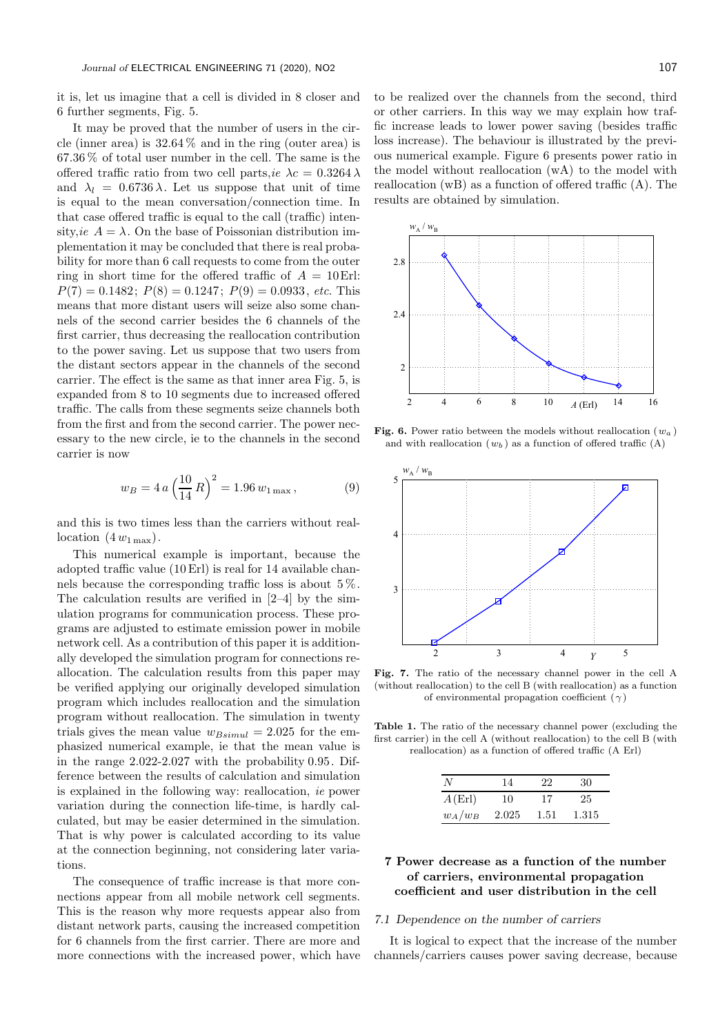it is, let us imagine that a cell is divided in 8 closer and 6 further segments, Fig. 5.

It may be proved that the number of users in the circle (inner area) is 32.64 % and in the ring (outer area) is 67.36 % of total user number in the cell. The same is the offered traffic ratio from two cell parts, *ie* $\lambda c = 0.3264\,\lambda$ and $\lambda_l = 0.6736\,\lambda$. Let us suppose that unit of time is equal to the mean conversation/connection time. In that case offered traffic is equal to the call (traffic) intensity, *ie* $A = \lambda$. On the base of Poissonian distribution implementation it may be concluded that there is real probability for more than 6 call requests to come from the outer ring in short time for the offered traffic of $A = 10$ Erl: $P(7) = 0.1482;\ P(8) = 0.1247;\ P(9) = 0.0933$, *etc.* This means that more distant users will seize also some channels of the second carrier besides the 6 channels of the first carrier, thus decreasing the reallocation contribution to the power saving. Let us suppose that two users from the distant sectors appear in the channels of the second carrier. The effect is the same as that inner area Fig. 5, is expanded from 8 to 10 segments due to increased offered traffic. The calls from these segments seize channels both from the first and from the second carrier. The power necessary to the new circle, ie to the channels in the second carrier is now

$$w_B = 4\,a\left(\frac{10}{14}\,R\right)^2 = 1.96\,w_{1\,\max}\,, \tag{9}$$

and this is two times less than the carriers without reallocation $(4\,w_{1\,\max})$.

This numerical example is important, because the adopted traffic value (10 Erl) is real for 14 available channels because the corresponding traffic loss is about 5 %. The calculation results are verified in [2–4] by the simulation programs for communication process. These programs are adjusted to estimate emission power in mobile network cell. As a contribution of this paper it is additionally developed the simulation program for connections reallocation. The calculation results from this paper may be verified applying our originally developed simulation program which includes reallocation and the simulation program without reallocation. The simulation in twenty trials gives the mean value $w_{Bsimul} = 2.025$ for the emphasized numerical example, ie that the mean value is in the range 2.022-2.027 with the probability 0.95. Difference between the results of calculation and simulation is explained in the following way: reallocation, *ie* power variation during the connection life-time, is hardly calculated, but may be easier determined in the simulation. That is why power is calculated according to its value at the connection beginning, not considering later variations.

The consequence of traffic increase is that more connections appear from all mobile network cell segments. This is the reason why more requests appear also from distant network parts, causing the increased competition for 6 channels from the first carrier. There are more and more connections with the increased power, which have to be realized over the channels from the second, third or other carriers. In this way we may explain how traffic increase leads to lower power saving (besides traffic loss increase). The behaviour is illustrated by the previous numerical example. Figure 6 presents power ratio in the model without reallocation (wA) to the model with reallocation (wB) as a function of offered traffic (A). The results are obtained by simulation.

**Fig. 6.** Power ratio between the models without reallocation ($w_a$) and with reallocation ($w_b$) as a function of offered traffic (A)

**Fig. 7.** The ratio of the necessary channel power in the cell A (without reallocation) to the cell B (with reallocation) as a function of environmental propagation coefficient ($\gamma$)

**Table 1.** The ratio of the necessary channel power (excluding the first carrier) in the cell A (without reallocation) to the cell B (with reallocation) as a function of offered traffic (A Erl)

| $N$ | 14 | 22 | 30 |
|---|---|---|---|
| $A$ (Erl) | 10 | 17 | 25 |
| $w_A/w_B$ | 2.025 | 1.51 | 1.315 |

## 7 Power decrease as a function of the number of carriers, environmental propagation coefficient and user distribution in the cell

### 7.1 Dependence on the number of carriers

It is logical to expect that the increase of the number channels/carriers causes power saving decrease, because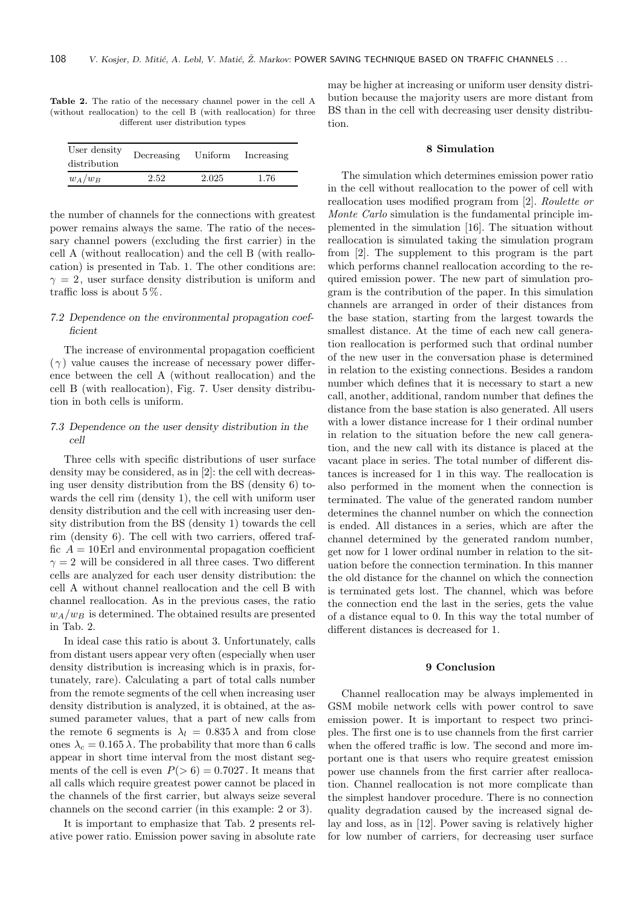**Table 2.** The ratio of the necessary channel power in the cell A (without reallocation) to the cell B (with reallocation) for three different user distribution types

| User density distribution | Decreasing | Uniform | Increasing |
|---|---|---|---|
| $w_A/w_B$ | 2.52 | 2.025 | 1.76 |

the number of channels for the connections with greatest power remains always the same. The ratio of the necessary channel powers (excluding the first carrier) in the cell A (without reallocation) and the cell B (with reallocation) is presented in Tab. 1. The other conditions are: $\gamma = 2$, user surface density distribution is uniform and traffic loss is about 5 %.

### 7.2 Dependence on the environmental propagation coefficient

The increase of environmental propagation coefficient ($\gamma$) value causes the increase of necessary power difference between the cell A (without reallocation) and the cell B (with reallocation), Fig. 7. User density distribution in both cells is uniform.

### 7.3 Dependence on the user density distribution in the cell

Three cells with specific distributions of user surface density may be considered, as in [2]: the cell with decreasing user density distribution from the BS (density 6) towards the cell rim (density 1), the cell with uniform user density distribution and the cell with increasing user density distribution from the BS (density 1) towards the cell rim (density 6). The cell with two carriers, offered traffic $A = 10$ Erl and environmental propagation coefficient $\gamma = 2$ will be considered in all three cases. Two different cells are analyzed for each user density distribution: the cell A without channel reallocation and the cell B with channel reallocation. As in the previous cases, the ratio $w_A/w_B$ is determined. The obtained results are presented in Tab. 2.

In ideal case this ratio is about 3. Unfortunately, calls from distant users appear very often (especially when user density distribution is increasing which is in praxis, fortunately, rare). Calculating a part of total calls number from the remote segments of the cell when increasing user density distribution is analyzed, it is obtained, at the assumed parameter values, that a part of new calls from the remote 6 segments is $\lambda_l = 0.835\,\lambda$ and from close ones $\lambda_c = 0.165\,\lambda$. The probability that more than 6 calls appear in short time interval from the most distant segments of the cell is even $P(>6) = 0.7027$. It means that all calls which require greatest power cannot be placed in the channels of the first carrier, but always seize several channels on the second carrier (in this example: 2 or 3).

It is important to emphasize that Tab. 2 presents relative power ratio. Emission power saving in absolute rate may be higher at increasing or uniform user density distribution because the majority users are more distant from BS than in the cell with decreasing user density distribution.

## 8 Simulation

The simulation which determines emission power ratio in the cell without reallocation to the power of cell with reallocation uses modified program from [2]. *Roulette or Monte Carlo* simulation is the fundamental principle implemented in the simulation [16]. The situation without reallocation is simulated taking the simulation program from [2]. The supplement to this program is the part which performs channel reallocation according to the required emission power. The new part of simulation program is the contribution of the paper. In this simulation channels are arranged in order of their distances from the base station, starting from the largest towards the smallest distance. At the time of each new call generation reallocation is performed such that ordinal number of the new user in the conversation phase is determined in relation to the existing connections. Besides a random number which defines that it is necessary to start a new call, another, additional, random number that defines the distance from the base station is also generated. All users with a lower distance increase for 1 their ordinal number in relation to the situation before the new call generation, and the new call with its distance is placed at the vacant place in series. The total number of different distances is increased for 1 in this way. The reallocation is also performed in the moment when the connection is terminated. The value of the generated random number determines the channel number on which the connection is ended. All distances in a series, which are after the channel determined by the generated random number, get now for 1 lower ordinal number in relation to the situation before the connection termination. In this manner the old distance for the channel on which the connection is terminated gets lost. The channel, which was before the connection end the last in the series, gets the value of a distance equal to 0. In this way the total number of different distances is decreased for 1.

## 9 Conclusion

Channel reallocation may be always implemented in GSM mobile network cells with power control to save emission power. It is important to respect two principles. The first one is to use channels from the first carrier when the offered traffic is low. The second and more important one is that users who require greatest emission power use channels from the first carrier after reallocation. Channel reallocation is not more complicate than the simplest handover procedure. There is no connection quality degradation caused by the increased signal delay and loss, as in [12]. Power saving is relatively higher for low number of carriers, for decreasing user surface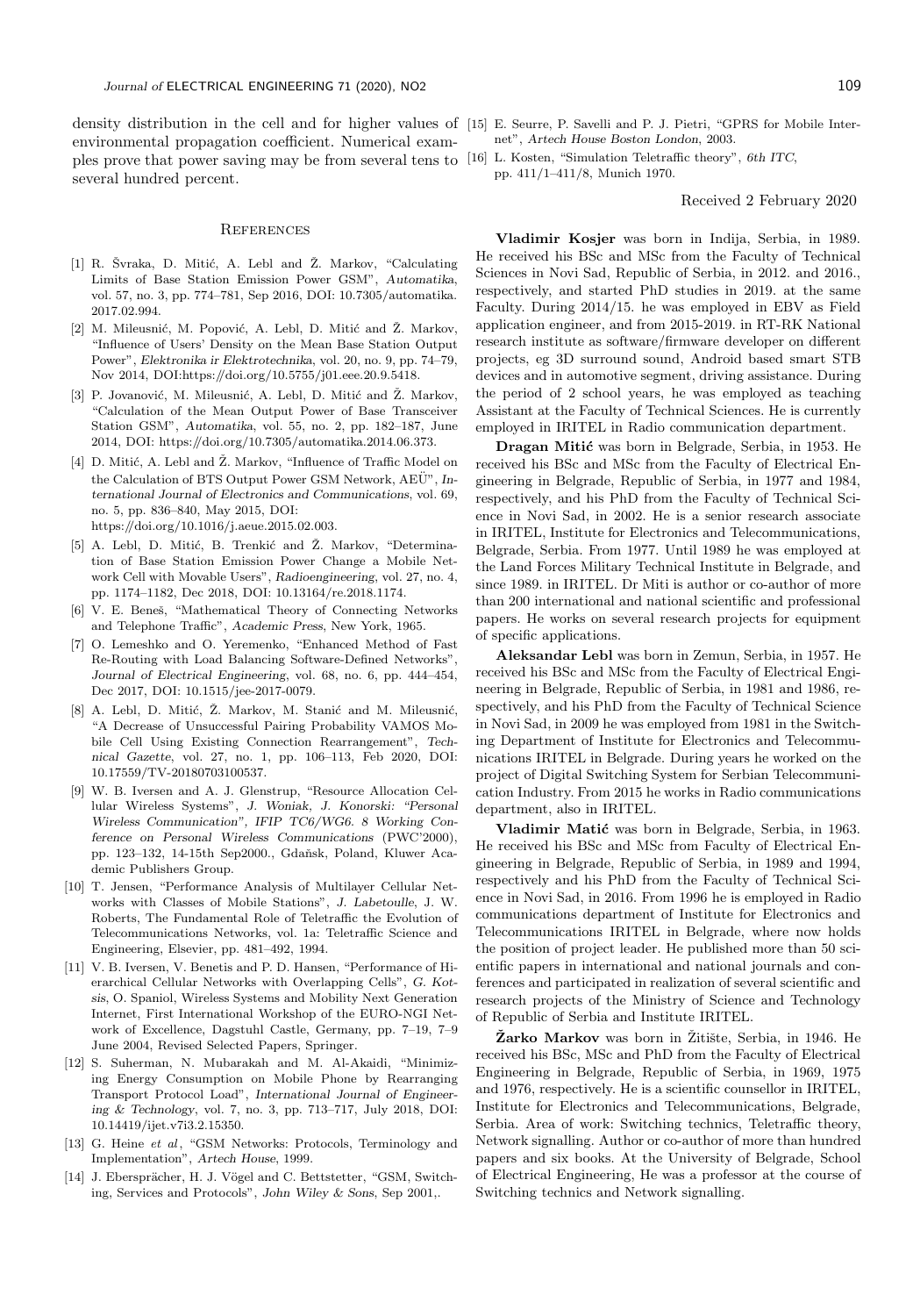density distribution in the cell and for higher values of environmental propagation coefficient. Numerical examples prove that power saving may be from several tens to several hundred percent.

## References

[1] R. Švraka, D. Mitić, A. Lebl and Ž. Markov, "Calculating Limits of Base Station Emission Power GSM", *Automatika*, vol. 57, no. 3, pp. 774–781, Sep 2016, DOI: 10.7305/automatika.2017.02.994.

[2] M. Mileusnić, M. Popović, A. Lebl, D. Mitić and Ž. Markov, "Influence of Users' Density on the Mean Base Station Output Power", *Elektronika ir Elektrotechnika*, vol. 20, no. 9, pp. 74–79, Nov 2014, DOI:https://doi.org/10.5755/j01.eee.20.9.5418.

[3] P. Jovanović, M. Mileusnić, A. Lebl, D. Mitić and Ž. Markov, "Calculation of the Mean Output Power of Base Transceiver Station GSM", *Automatika*, vol. 55, no. 2, pp. 182–187, June 2014, DOI: https://doi.org/10.7305/automatika.2014.06.373.

[4] D. Mitić, A. Lebl and Ž. Markov, "Influence of Traffic Model on the Calculation of BTS Output Power GSM Network, AEÜ", *International Journal of Electronics and Communications*, vol. 69, no. 5, pp. 836–840, May 2015, DOI: https://doi.org/10.1016/j.aeue.2015.02.003.

[5] A. Lebl, D. Mitić, B. Trenkić and Ž. Markov, "Determination of Base Station Emission Power Change a Mobile Network Cell with Movable Users", *Radioengineering*, vol. 27, no. 4, pp. 1174–1182, Dec 2018, DOI: 10.13164/re.2018.1174.

[6] V. E. Beneš, "Mathematical Theory of Connecting Networks and Telephone Traffic", *Academic Press*, New York, 1965.

[7] O. Lemeshko and O. Yeremenko, "Enhanced Method of Fast Re-Routing with Load Balancing Software-Defined Networks", *Journal of Electrical Engineering*, vol. 68, no. 6, pp. 444–454, Dec 2017, DOI: 10.1515/jee-2017-0079.

[8] A. Lebl, D. Mitić, Ž. Markov, M. Stanić and M. Mileusnić, "A Decrease of Unsuccessful Pairing Probability VAMOS Mobile Cell Using Existing Connection Rearrangement", *Technical Gazette*, vol. 27, no. 1, pp. 106–113, Feb 2020, DOI: 10.17559/TV-20180703100537.

[9] W. B. Iversen and A. J. Glenstrup, "Resource Allocation Cellular Wireless Systems", *J. Woniak, J. Konorski: "Personal Wireless Communication", IFIP TC6/WG6. 8 Working Conference on Personal Wireless Communications* (PWC'2000), pp. 123–132, 14-15th Sep2000., Gdańsk, Poland, Kluwer Academic Publishers Group.

[10] T. Jensen, "Performance Analysis of Multilayer Cellular Networks with Classes of Mobile Stations", *J. Labetoulle*, J. W. Roberts, The Fundamental Role of Teletraffic the Evolution of Telecommunications Networks, vol. 1a: Teletraffic Science and Engineering, Elsevier, pp. 481–492, 1994.

[11] V. B. Iversen, V. Benetis and P. D. Hansen, "Performance of Hierarchical Cellular Networks with Overlapping Cells", *G. Kotsis*, O. Spaniol, Wireless Systems and Mobility Next Generation Internet, First International Workshop of the EURO-NGI Network of Excellence, Dagstuhl Castle, Germany, pp. 7–19, 7–9 June 2004, Revised Selected Papers, Springer.

[12] S. Suherman, N. Mubarakah and M. Al-Akaidi, "Minimizing Energy Consumption on Mobile Phone by Rearranging Transport Protocol Load", *International Journal of Engineering & Technology*, vol. 7, no. 3, pp. 713–717, July 2018, DOI: 10.14419/ijet.v7i3.2.15350.

[13] G. Heine *et al*, "GSM Networks: Protocols, Terminology and Implementation", *Artech House*, 1999.

[14] J. Eberspächer, H. J. Vögel and C. Bettstetter, "GSM, Switching, Services and Protocols", *John Wiley & Sons*, Sep 2001,.

[15] E. Seurre, P. Savelli and P. J. Pietri, "GPRS for Mobile Internet", *Artech House Boston London*, 2003.

[16] L. Kosten, "Simulation Teletraffic theory", *6th ITC*, pp. 411/1–411/8, Munich 1970.

Received 2 February 2020

**Vladimir Kosjer** was born in Indija, Serbia, in 1989. He received his BSc and MSc from the Faculty of Technical Sciences in Novi Sad, Republic of Serbia, in 2012. and 2016., respectively, and started PhD studies in 2019. at the same Faculty. During 2014/15. he was employed in EBV as Field application engineer, and from 2015-2019. in RT-RK National research institute as software/firmware developer on different projects, eg 3D surround sound, Android based smart STB devices and in automotive segment, driving assistance. During the period of 2 school years, he was employed as teaching Assistant at the Faculty of Technical Sciences. He is currently employed in IRITEL in Radio communication department.

**Dragan Mitić** was born in Belgrade, Serbia, in 1953. He received his BSc and MSc from the Faculty of Electrical Engineering in Belgrade, Republic of Serbia, in 1977 and 1984, respectively, and his PhD from the Faculty of Technical Science in Novi Sad, in 2002. He is a senior research associate in IRITEL, Institute for Electronics and Telecommunications, Belgrade, Serbia. From 1977. Until 1989 he was employed at the Land Forces Military Technical Institute in Belgrade, and since 1989. in IRITEL. Dr Miti is author or co-author of more than 200 international and national scientific and professional papers. He works on several research projects for equipment of specific applications.

**Aleksandar Lebl** was born in Zemun, Serbia, in 1957. He received his BSc and MSc from the Faculty of Electrical Engineering in Belgrade, Republic of Serbia, in 1981 and 1986, respectively, and his PhD from the Faculty of Technical Science in Novi Sad, in 2009 he was employed from 1981 in the Switching Department of Institute for Electronics and Telecommunications IRITEL in Belgrade. During years he worked on the project of Digital Switching System for Serbian Telecommunication Industry. From 2015 he works in Radio communications department, also in IRITEL.

**Vladimir Matić** was born in Belgrade, Serbia, in 1963. He received his BSc and MSc from Faculty of Electrical Engineering in Belgrade, Republic of Serbia, in 1989 and 1994, respectively and his PhD from the Faculty of Technical Science in Novi Sad, in 2016. From 1996 he is employed in Radio communications department of Institute for Electronics and Telecommunications IRITEL in Belgrade, where now holds the position of project leader. He published more than 50 scientific papers in international and national journals and conferences and participated in realization of several scientific and research projects of the Ministry of Science and Technology of Republic of Serbia and Institute IRITEL.

**Žarko Markov** was born in Žitište, Serbia, in 1946. He received his BSc, MSc and PhD from the Faculty of Electrical Engineering in Belgrade, Republic of Serbia, in 1969, 1975 and 1976, respectively. He is a scientific counsellor in IRITEL, Institute for Electronics and Telecommunications, Belgrade, Serbia. Area of work: Switching technics, Teletraffic theory, Network signalling. Author or co-author of more than hundred papers and six books. At the University of Belgrade, School of Electrical Engineering, He was a professor at the course of Switching technics and Network signalling.